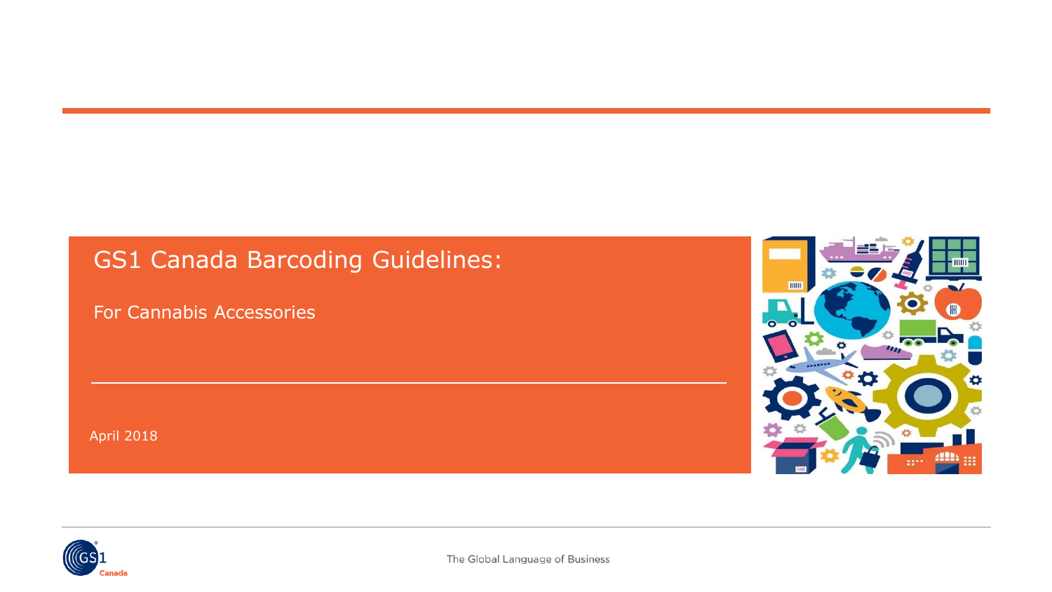# GS1 Canada Barcoding Guidelines:

## For Cannabis Accessories

April 2018

The Global Language of Business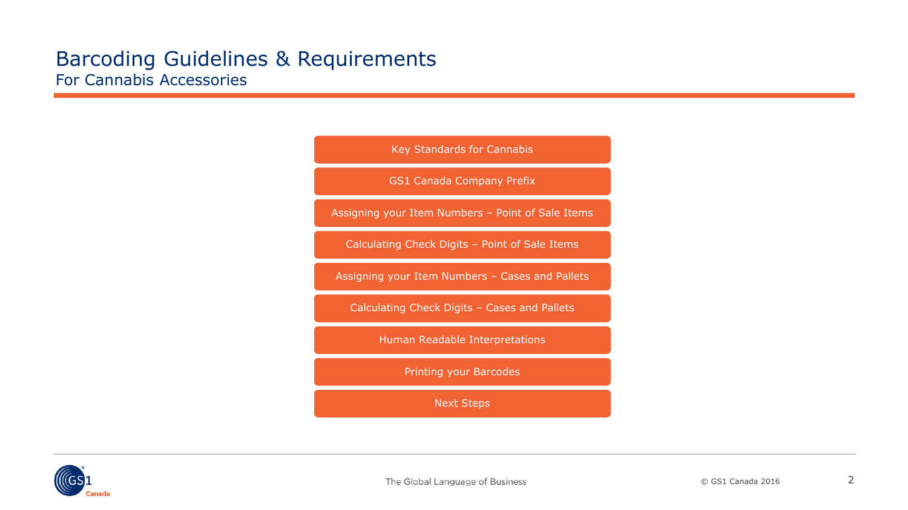# Barcoding Guidelines & Requirements

## For Cannabis Accessories

- Key Standards for Cannabis
- GS1 Canada Company Prefix
- Assigning your Item Numbers – Point of Sale Items
- Calculating Check Digits – Point of Sale Items
- Assigning your Item Numbers – Cases and Pallets
- Calculating Check Digits – Cases and Pallets
- Human Readable Interpretations
- Printing your Barcodes
- Next Steps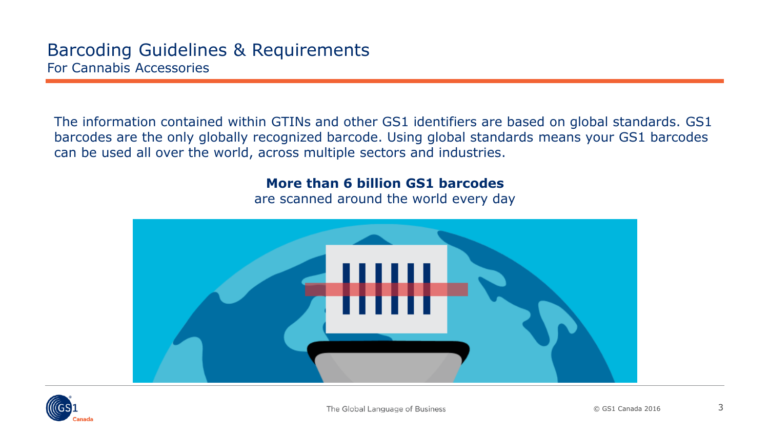# Barcoding Guidelines & Requirements

## For Cannabis Accessories

The information contained within GTINs and other GS1 identifiers are based on global standards. GS1 barcodes are the only globally recognized barcode. Using global standards means your GS1 barcodes can be used all over the world, across multiple sectors and industries.

**More than 6 billion GS1 barcodes**
are scanned around the world every day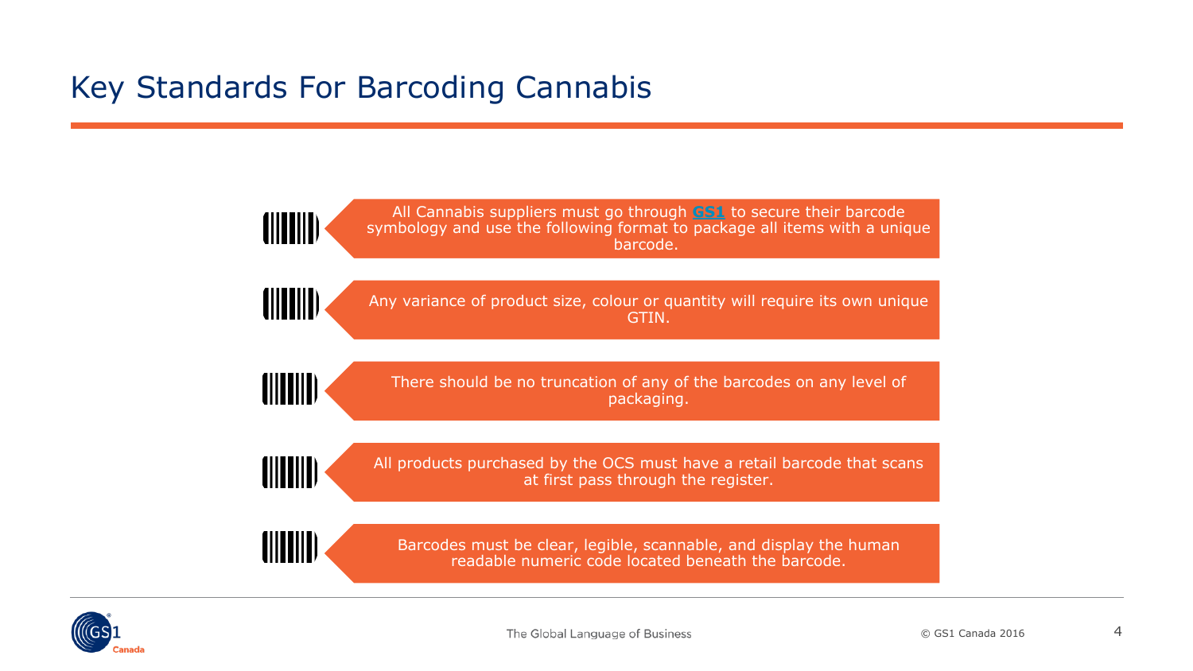# Key Standards For Barcoding Cannabis

- All Cannabis suppliers must go through **GS1** to secure their barcode symbology and use the following format to package all items with a unique barcode.
- Any variance of product size, colour or quantity will require its own unique GTIN.
- There should be no truncation of any of the barcodes on any level of packaging.
- All products purchased by the OCS must have a retail barcode that scans at first pass through the register.
- Barcodes must be clear, legible, scannable, and display the human readable numeric code located beneath the barcode.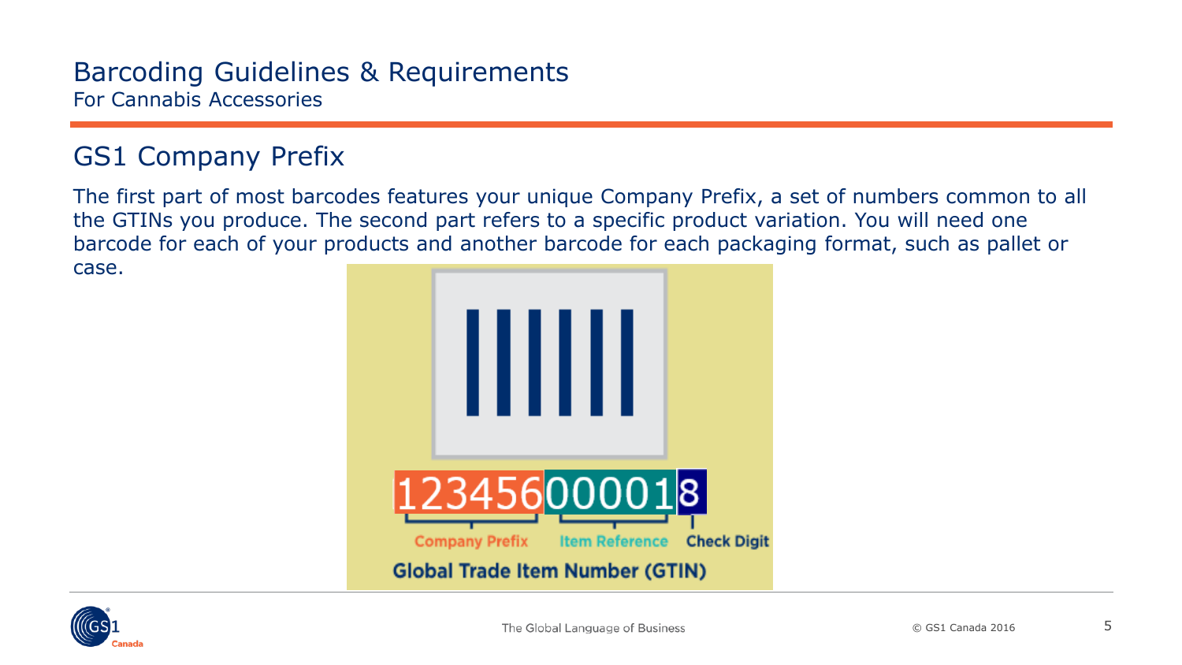# Barcoding Guidelines & Requirements

For Cannabis Accessories

## GS1 Company Prefix

The first part of most barcodes features your unique Company Prefix, a set of numbers common to all the GTINs you produce. The second part refers to a specific product variation. You will need one barcode for each of your products and another barcode for each packaging format, such as pallet or case.

123456 | 00001 | 8

Company Prefix | Item Reference | Check Digit

**Global Trade Item Number (GTIN)**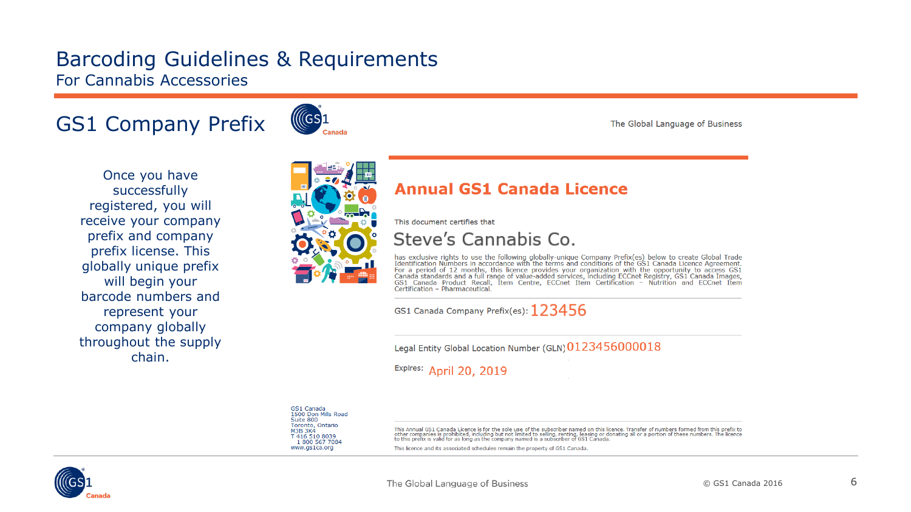# Barcoding Guidelines & Requirements

For Cannabis Accessories

## GS1 Company Prefix

Once you have successfully registered, you will receive your company prefix and company prefix license. This globally unique prefix will begin your barcode numbers and represent your company globally throughout the supply chain.

The Global Language of Business

### Annual GS1 Canada Licence

This document certifies that

Steve's Cannabis Co.

has exclusive rights to use the following globally-unique Company Prefix(es) below to create Global Trade Identification Numbers in accordance with the terms and conditions of the GS1 Canada Licence Agreement. For a period of 12 months, this licence provides your organization with the opportunity to access GS1 Canada standards and a full range of value-added services, including ECCnet Registry, GS1 Canada Images, GS1 Canada Product Recall, Item Centre, ECCnet Item Certification – Nutrition and ECCnet Item Certification – Pharmaceutical.

GS1 Canada Company Prefix(es): 123456

Legal Entity Global Location Number (GLN) 0123456000018

Expires: April 20, 2019

GS1 Canada
1500 Don Mills Road
Suite 800
Toronto, Ontario
M3B 3K4
T 416 510 8039
1 800 567 7084
www.gs1ca.org

This Annual GS1 Canada Licence is for the sole use of the subscriber named on this licence. Transfer of numbers formed from this prefix to other companies is prohibited, including but not limited to selling, renting, leasing or donating all or a portion of these numbers. The licence to this prefix is valid for as long as the company named is a subscriber of GS1 Canada.

This licence and its associated schedules remain the property of GS1 Canada.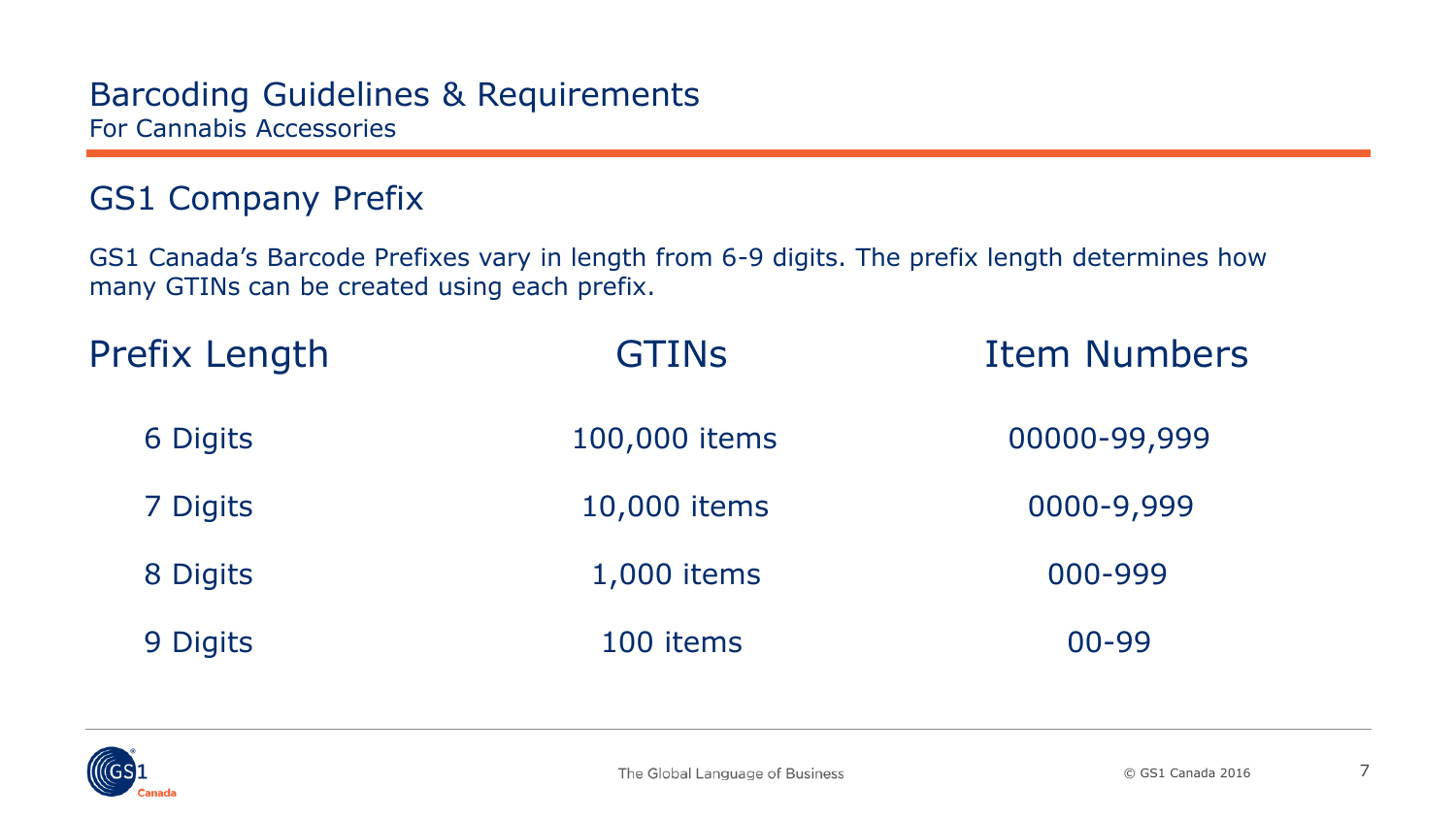# Barcoding Guidelines & Requirements

For Cannabis Accessories

## GS1 Company Prefix

GS1 Canada's Barcode Prefixes vary in length from 6-9 digits. The prefix length determines how many GTINs can be created using each prefix.

| Prefix Length | GTINs | Item Numbers |
|---|---|---|
| 6 Digits | 100,000 items | 00000-99,999 |
| 7 Digits | 10,000 items | 0000-9,999 |
| 8 Digits | 1,000 items | 000-999 |
| 9 Digits | 100 items | 00-99 |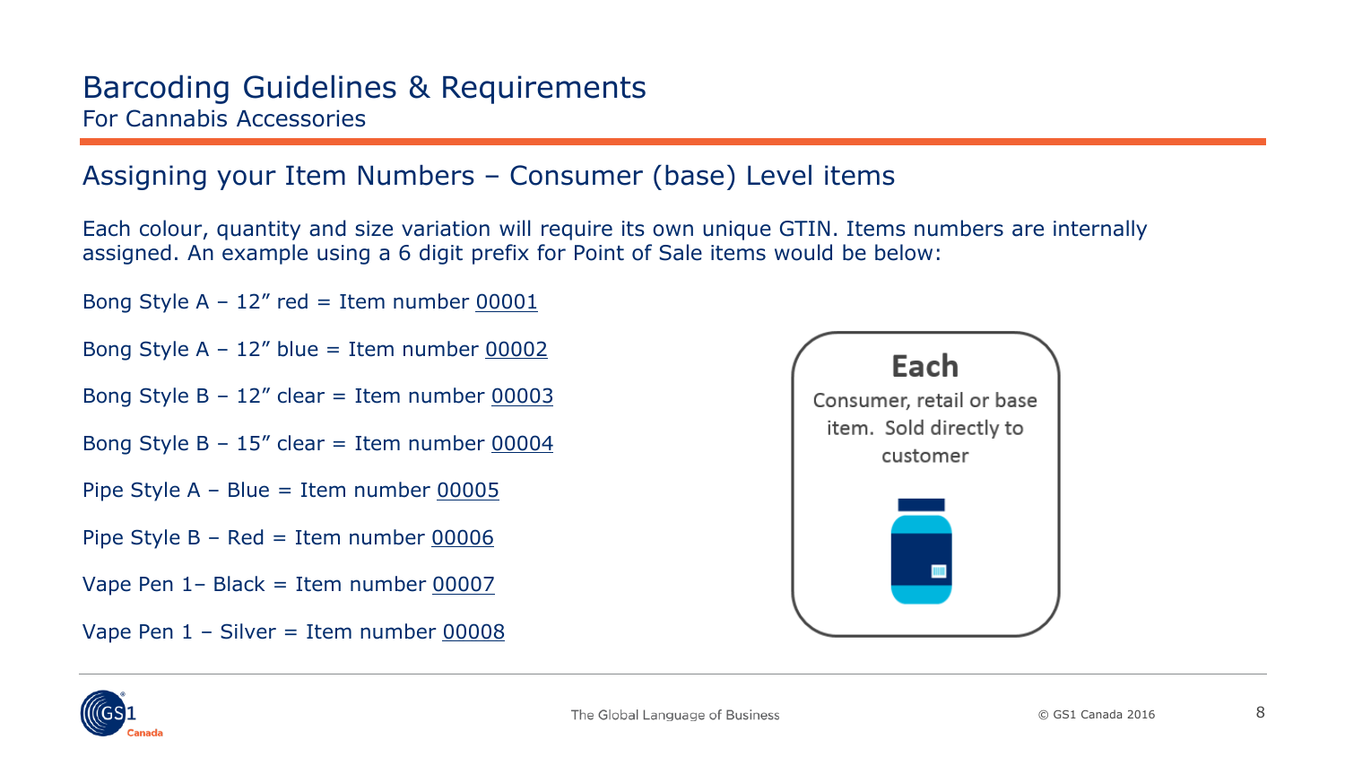# Barcoding Guidelines & Requirements

For Cannabis Accessories

## Assigning your Item Numbers – Consumer (base) Level items

Each colour, quantity and size variation will require its own unique GTIN. Items numbers are internally assigned. An example using a 6 digit prefix for Point of Sale items would be below:

Bong Style A – 12" red = Item number 00001

Bong Style A – 12" blue = Item number 00002

Bong Style B – 12" clear = Item number 00003

Bong Style B – 15" clear = Item number 00004

Pipe Style A – Blue = Item number 00005

Pipe Style B – Red = Item number 00006

Vape Pen 1– Black = Item number 00007

Vape Pen 1 – Silver = Item number 00008

**Each**

Consumer, retail or base item. Sold directly to customer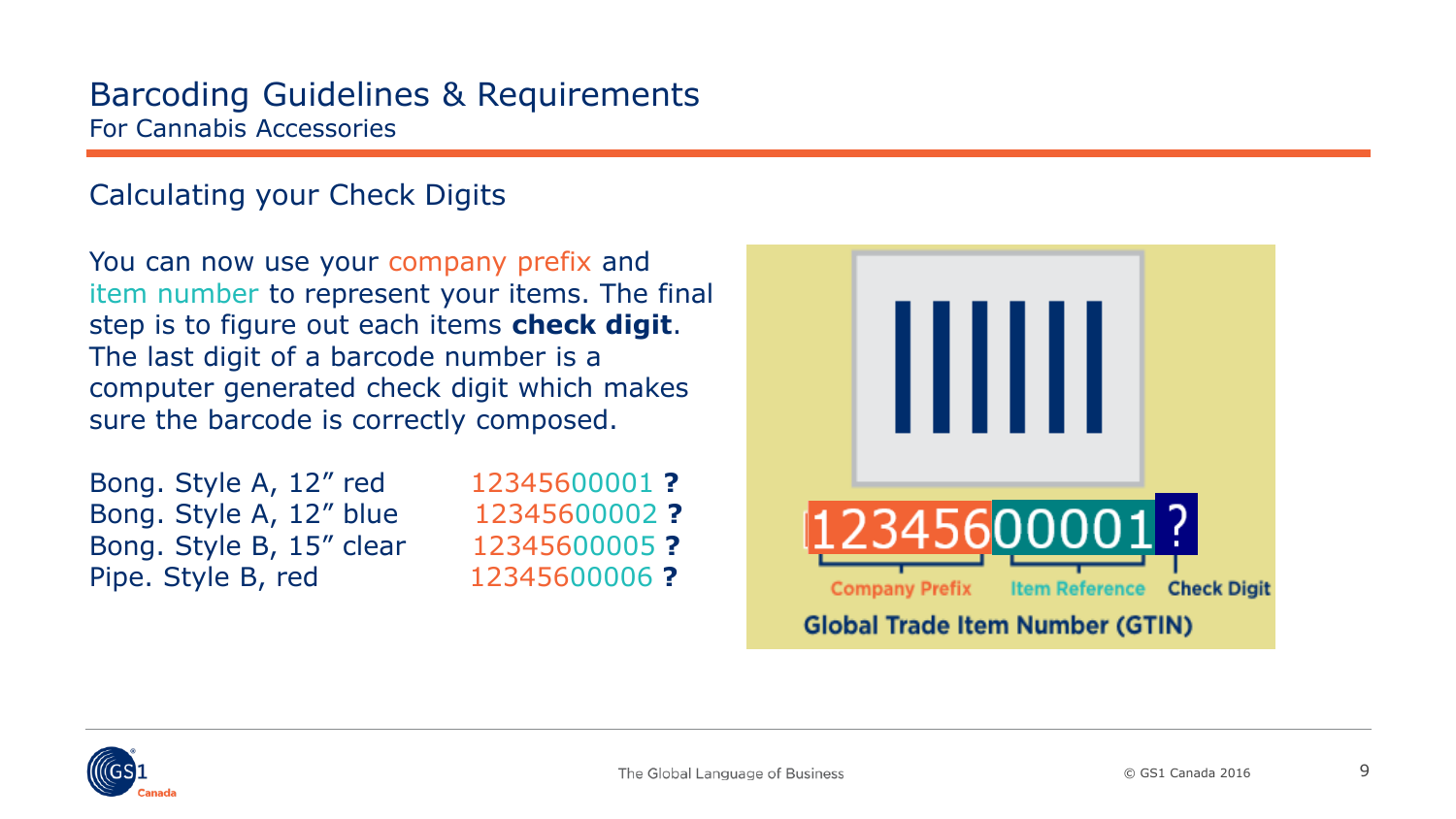# Barcoding Guidelines & Requirements

For Cannabis Accessories

## Calculating your Check Digits

You can now use your company prefix and item number to represent your items. The final step is to figure out each items **check digit**. The last digit of a barcode number is a computer generated check digit which makes sure the barcode is correctly composed.

| | |
|---|---|
| Bong. Style A, 12” red | 12345600001 **?** |
| Bong. Style A, 12” blue | 12345600002 **?** |
| Bong. Style B, 15” clear | 12345600005 **?** |
| Pipe. Style B, red | 12345600006 **?** |

12345600001 ?

Company Prefix | Item Reference | Check Digit

**Global Trade Item Number (GTIN)**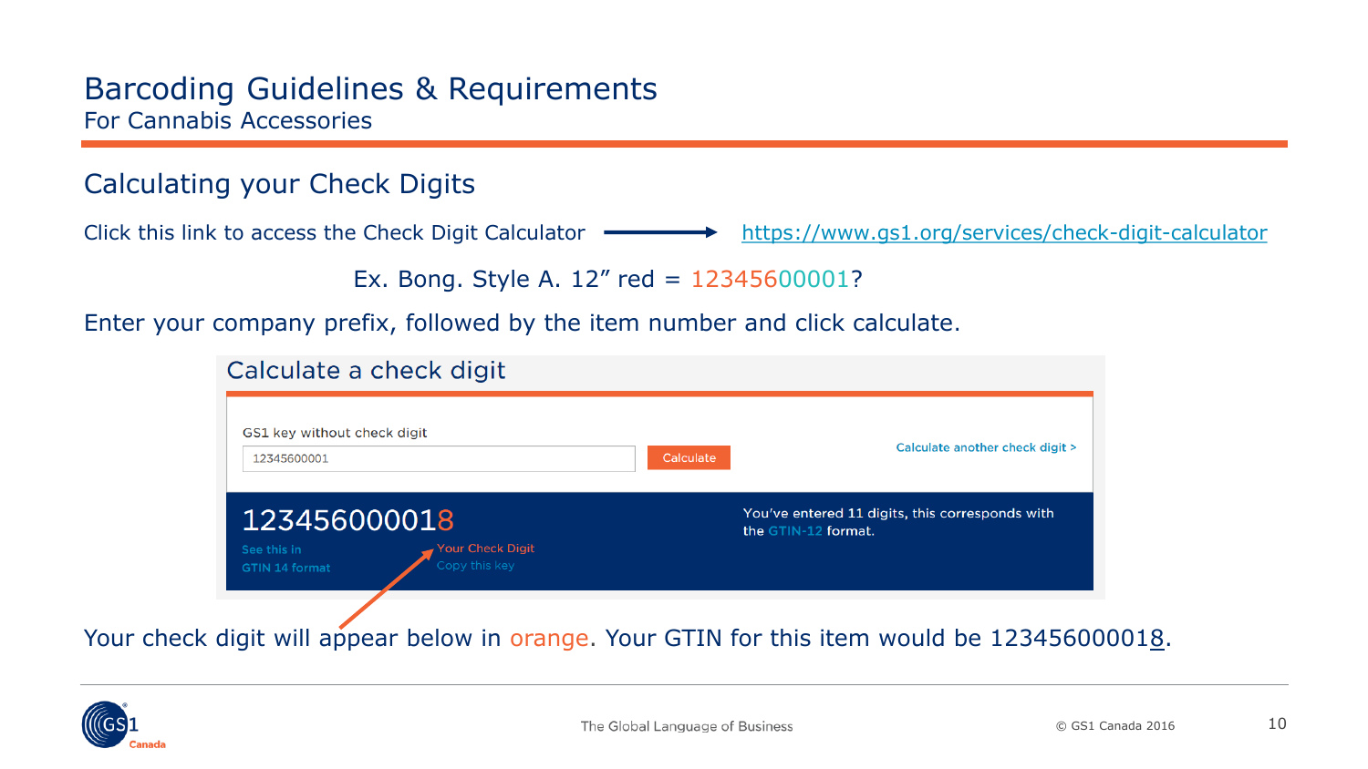# Barcoding Guidelines & Requirements

For Cannabis Accessories

## Calculating your Check Digits

Click this link to access the Check Digit Calculator → https://www.gs1.org/services/check-digit-calculator

Ex. Bong. Style A. 12" red = 12345600001?

Enter your company prefix, followed by the item number and click calculate.

### Calculate a check digit

GS1 key without check digit

12345600001

Calculate

Calculate another check digit >

123456000018

See this in GTIN 14 format

Your Check Digit

Copy this key

You've entered 11 digits, this corresponds with the GTIN-12 format.

Your check digit will appear below in orange. Your GTIN for this item would be 123456000018.

The Global Language of Business

© GS1 Canada 2016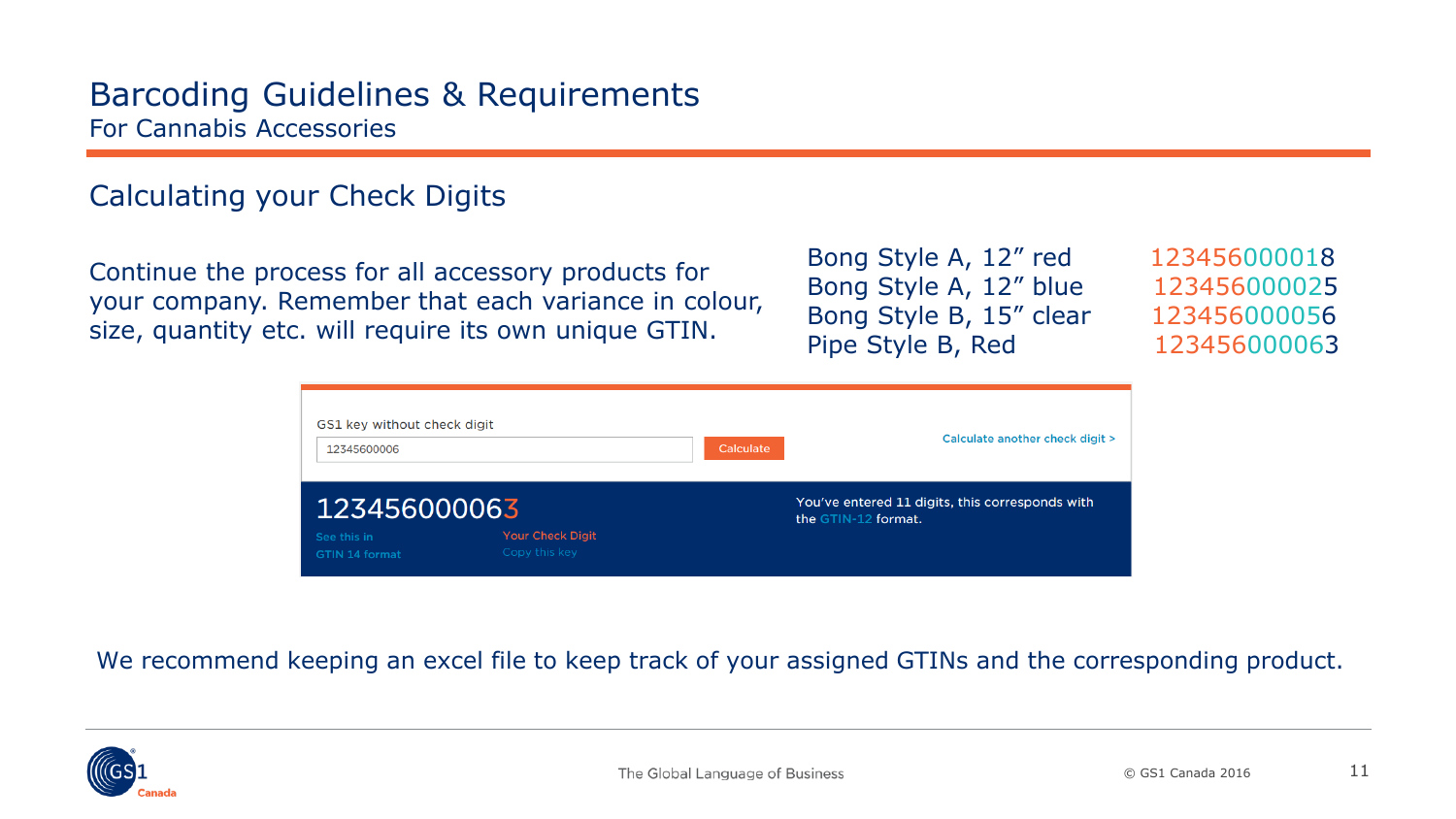# Barcoding Guidelines & Requirements

For Cannabis Accessories

## Calculating your Check Digits

Continue the process for all accessory products for your company. Remember that each variance in colour, size, quantity etc. will require its own unique GTIN.

| Product | GTIN |
| --- | --- |
| Bong Style A, 12” red | 123456000018 |
| Bong Style A, 12” blue | 123456000025 |
| Bong Style B, 15” clear | 123456000056 |
| Pipe Style B, Red | 123456000063 |

GS1 key without check digit

12345600006

Calculate

Calculate another check digit >

123456000063

See this in GTIN 14 format

Your Check Digit

Copy this key

You've entered 11 digits, this corresponds with the GTIN-12 format.

We recommend keeping an excel file to keep track of your assigned GTINs and the corresponding product.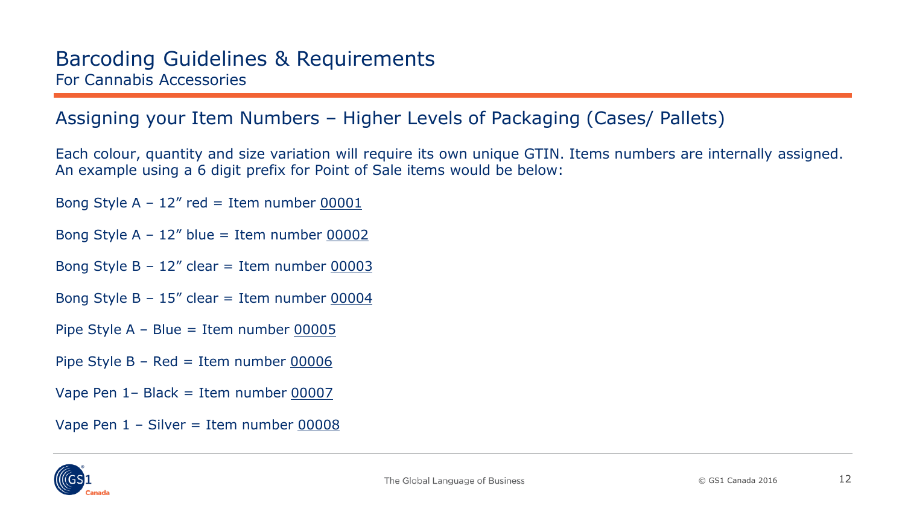# Barcoding Guidelines & Requirements

For Cannabis Accessories

## Assigning your Item Numbers – Higher Levels of Packaging (Cases/ Pallets)

Each colour, quantity and size variation will require its own unique GTIN. Items numbers are internally assigned. An example using a 6 digit prefix for Point of Sale items would be below:

Bong Style A – 12” red = Item number <u>00001</u>

Bong Style A – 12” blue = Item number <u>00002</u>

Bong Style B – 12” clear = Item number <u>00003</u>

Bong Style B – 15” clear = Item number <u>00004</u>

Pipe Style A – Blue = Item number <u>00005</u>

Pipe Style B – Red = Item number <u>00006</u>

Vape Pen 1– Black = Item number <u>00007</u>

Vape Pen 1 – Silver = Item number <u>00008</u>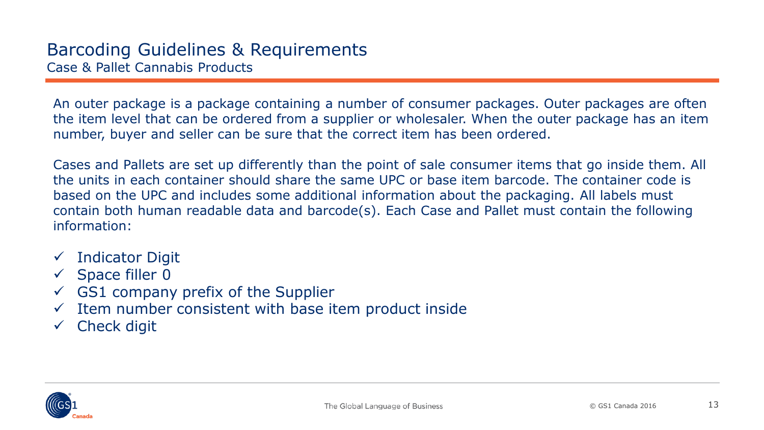# Barcoding Guidelines & Requirements

## Case & Pallet Cannabis Products

An outer package is a package containing a number of consumer packages. Outer packages are often the item level that can be ordered from a supplier or wholesaler. When the outer package has an item number, buyer and seller can be sure that the correct item has been ordered.

Cases and Pallets are set up differently than the point of sale consumer items that go inside them. All the units in each container should share the same UPC or base item barcode. The container code is based on the UPC and includes some additional information about the packaging. All labels must contain both human readable data and barcode(s). Each Case and Pallet must contain the following information:

- ✓ Indicator Digit
- ✓ Space filler 0
- ✓ GS1 company prefix of the Supplier
- ✓ Item number consistent with base item product inside
- ✓ Check digit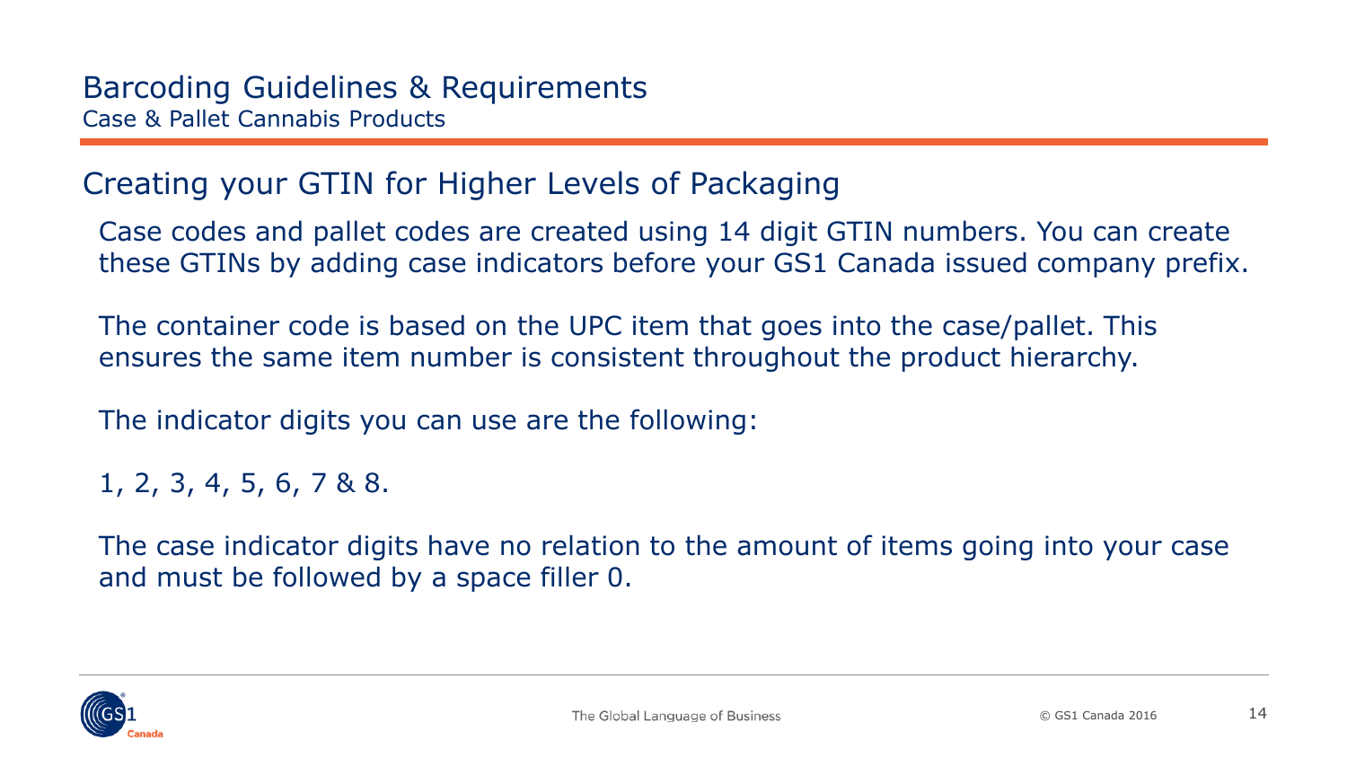# Barcoding Guidelines & Requirements

Case & Pallet Cannabis Products

## Creating your GTIN for Higher Levels of Packaging

Case codes and pallet codes are created using 14 digit GTIN numbers. You can create these GTINs by adding case indicators before your GS1 Canada issued company prefix.

The container code is based on the UPC item that goes into the case/pallet. This ensures the same item number is consistent throughout the product hierarchy.

The indicator digits you can use are the following:

1, 2, 3, 4, 5, 6, 7 & 8.

The case indicator digits have no relation to the amount of items going into your case and must be followed by a space filler 0.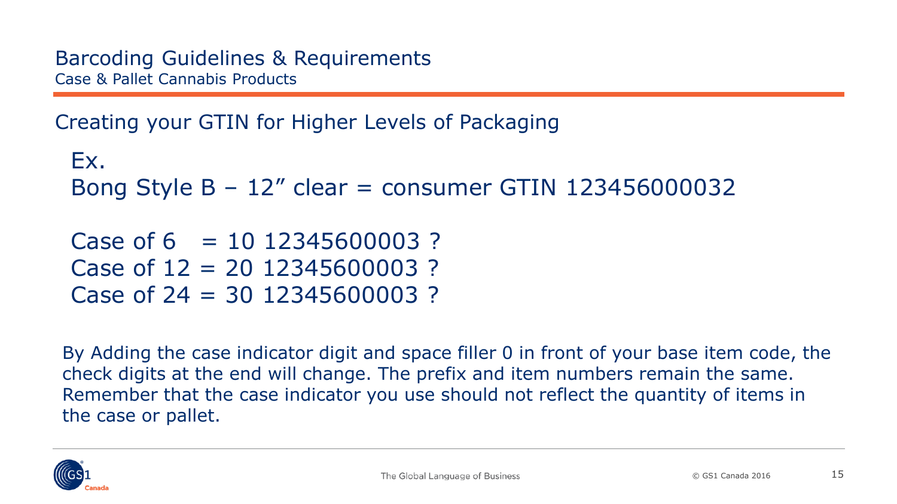# Barcoding Guidelines & Requirements

## Case & Pallet Cannabis Products

### Creating your GTIN for Higher Levels of Packaging

Ex.
Bong Style B – 12" clear = consumer GTIN 123456000032

Case of 6 = 10 12345600003 ?
Case of 12 = 20 12345600003 ?
Case of 24 = 30 12345600003 ?

By Adding the case indicator digit and space filler 0 in front of your base item code, the check digits at the end will change. The prefix and item numbers remain the same. Remember that the case indicator you use should not reflect the quantity of items in the case or pallet.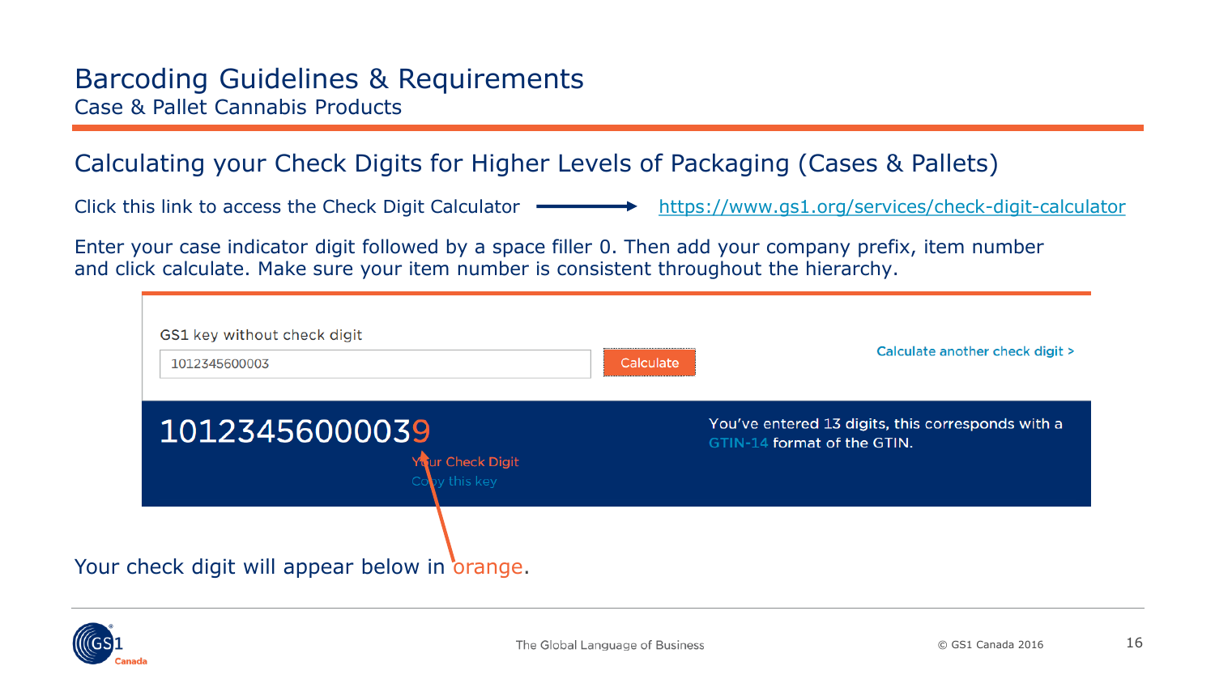# Barcoding Guidelines & Requirements

Case & Pallet Cannabis Products

## Calculating your Check Digits for Higher Levels of Packaging (Cases & Pallets)

Click this link to access the Check Digit Calculator → https://www.gs1.org/services/check-digit-calculator

Enter your case indicator digit followed by a space filler 0. Then add your company prefix, item number and click calculate. Make sure your item number is consistent throughout the hierarchy.

GS1 key without check digit

1012345600003

Calculate

Calculate another check digit >

10123456000039

Your Check Digit

Copy this key

You've entered 13 digits, this corresponds with a GTIN-14 format of the GTIN.

Your check digit will appear below in orange.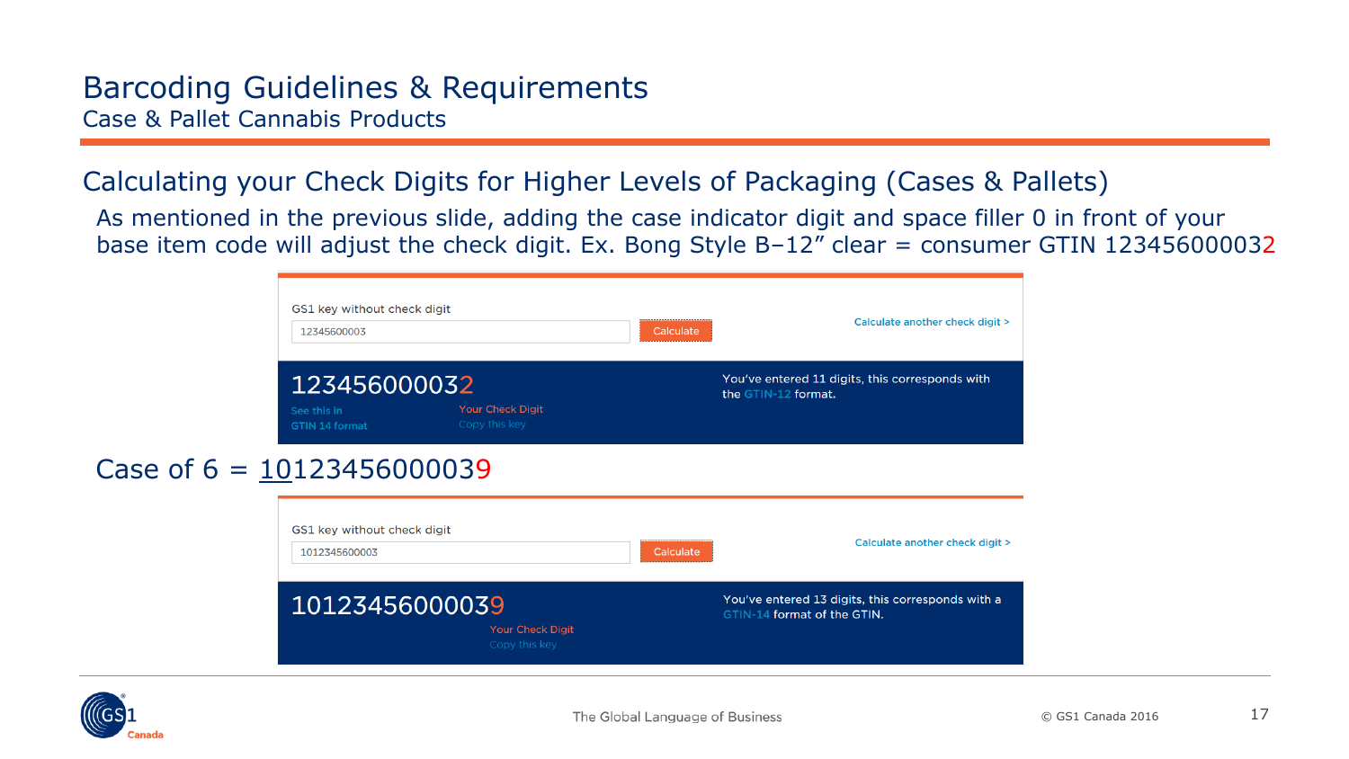# Barcoding Guidelines & Requirements

Case & Pallet Cannabis Products

## Calculating your Check Digits for Higher Levels of Packaging (Cases & Pallets)

As mentioned in the previous slide, adding the case indicator digit and space filler 0 in front of your base item code will adjust the check digit. Ex. Bong Style B–12" clear = consumer GTIN 123456000032

GS1 key without check digit

12345600003

Calculate

Calculate another check digit >

123456000032

See this in GTIN 14 format

Your Check Digit

Copy this key

You've entered 11 digits, this corresponds with the GTIN-12 format.

Case of 6 = 10123456000039

GS1 key without check digit

1012345600003

Calculate

Calculate another check digit >

10123456000039

Your Check Digit

Copy this key

You've entered 13 digits, this corresponds with a GTIN-14 format of the GTIN.

The Global Language of Business

© GS1 Canada 2016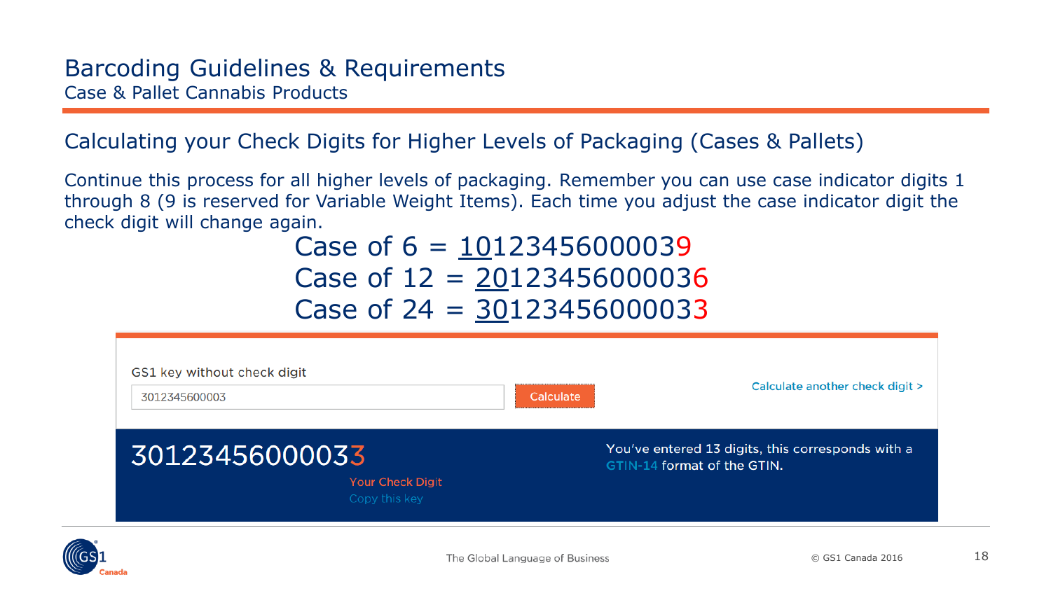# Barcoding Guidelines & Requirements

Case & Pallet Cannabis Products

## Calculating your Check Digits for Higher Levels of Packaging (Cases & Pallets)

Continue this process for all higher levels of packaging. Remember you can use case indicator digits 1 through 8 (9 is reserved for Variable Weight Items). Each time you adjust the case indicator digit the check digit will change again.

Case of 6 = 10123456000039

Case of 12 = 20123456000036

Case of 24 = 30123456000033

GS1 key without check digit

3012345600003

Calculate

Calculate another check digit >

30123456000033

Your Check Digit

Copy this key

You've entered 13 digits, this corresponds with a GTIN-14 format of the GTIN.

The Global Language of Business

© GS1 Canada 2016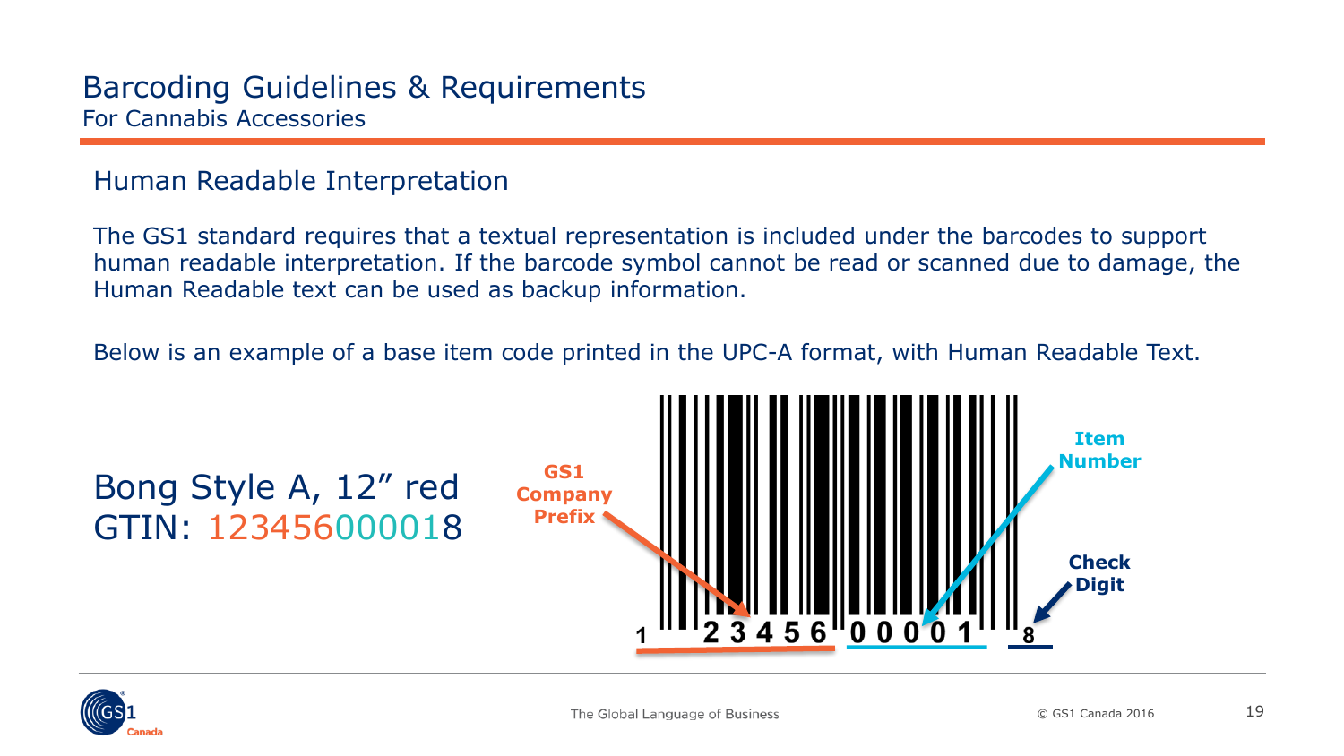# Barcoding Guidelines & Requirements

For Cannabis Accessories

## Human Readable Interpretation

The GS1 standard requires that a textual representation is included under the barcodes to support human readable interpretation. If the barcode symbol cannot be read or scanned due to damage, the Human Readable text can be used as backup information.

Below is an example of a base item code printed in the UPC-A format, with Human Readable Text.

Bong Style A, 12” red
GTIN: 123456000018

GS1 Company Prefix

Item Number

Check Digit

1 2 3 4 5 6 0 0 0 0 1 8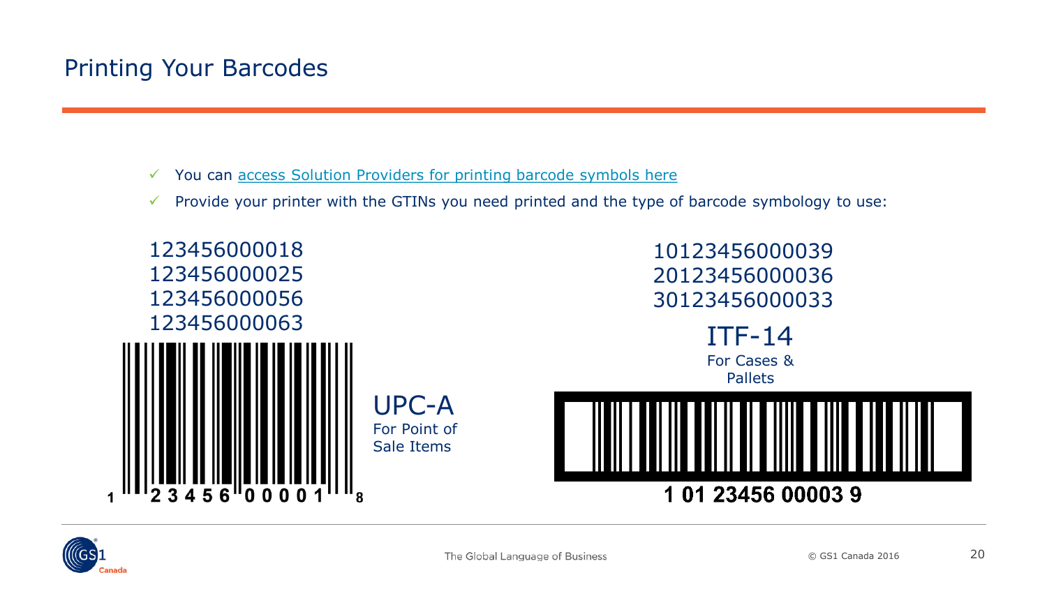# Printing Your Barcodes

- ✓ You can access Solution Providers for printing barcode symbols here
- ✓ Provide your printer with the GTINs you need printed and the type of barcode symbology to use:

123456000018
123456000025
123456000056
123456000063

1 23456 00001 8

**UPC-A**
For Point of Sale Items

10123456000039
20123456000036
30123456000033

**ITF-14**
For Cases & Pallets

1 01 23456 00003 9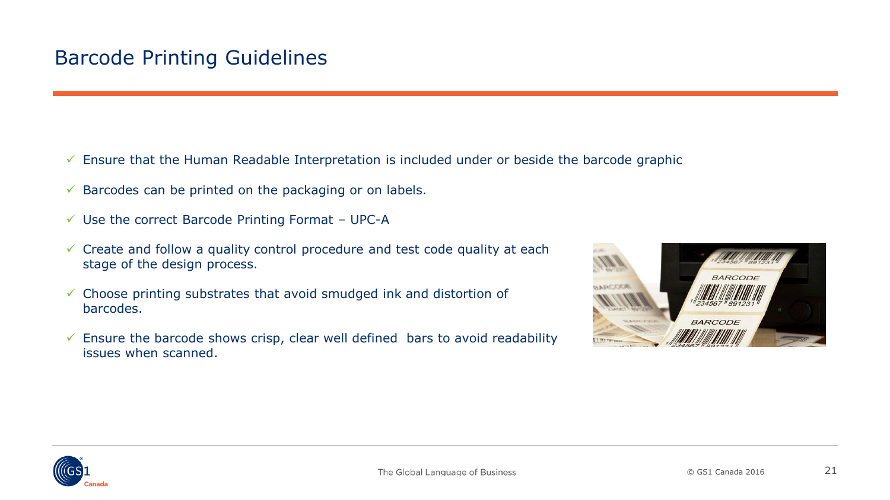# Barcode Printing Guidelines

- ✓ Ensure that the Human Readable Interpretation is included under or beside the barcode graphic
- ✓ Barcodes can be printed on the packaging or on labels.
- ✓ Use the correct Barcode Printing Format – UPC-A
- ✓ Create and follow a quality control procedure and test code quality at each stage of the design process.
- ✓ Choose printing substrates that avoid smudged ink and distortion of barcodes.
- ✓ Ensure the barcode shows crisp, clear well defined bars to avoid readability issues when scanned.